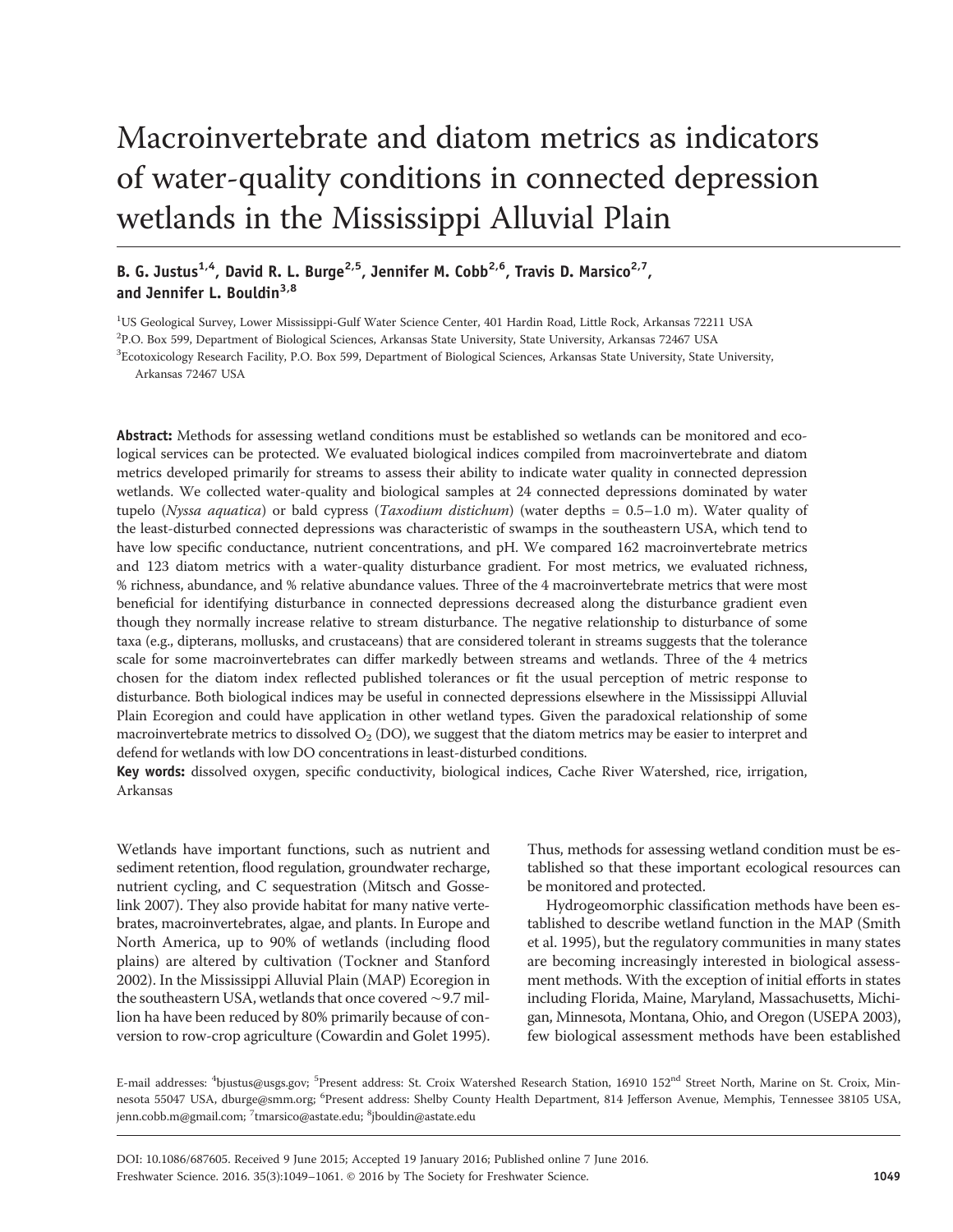# Macroinvertebrate and diatom metrics as indicators of water-quality conditions in connected depression wetlands in the Mississippi Alluvial Plain

**B. G. Justus[1,4], David R. L. Burge[2,5], Jennifer M. Cobb[2,6], Travis D. Marsico[2,7], and Jennifer L. Bouldin[3,8]**

[1]US Geological Survey, Lower Mississippi-Gulf Water Science Center, 401 Hardin Road, Little Rock, Arkansas 72211 USA
[2]P.O. Box 599, Department of Biological Sciences, Arkansas State University, State University, Arkansas 72467 USA
[3]Ecotoxicology Research Facility, P.O. Box 599, Department of Biological Sciences, Arkansas State University, State University, Arkansas 72467 USA

**Abstract:** Methods for assessing wetland conditions must be established so wetlands can be monitored and ecological services can be protected. We evaluated biological indices compiled from macroinvertebrate and diatom metrics developed primarily for streams to assess their ability to indicate water quality in connected depression wetlands. We collected water-quality and biological samples at 24 connected depressions dominated by water tupelo (*Nyssa aquatica*) or bald cypress (*Taxodium distichum*) (water depths = 0.5–1.0 m). Water quality of the least-disturbed connected depressions was characteristic of swamps in the southeastern USA, which tend to have low specific conductance, nutrient concentrations, and pH. We compared 162 macroinvertebrate metrics and 123 diatom metrics with a water-quality disturbance gradient. For most metrics, we evaluated richness, % richness, abundance, and % relative abundance values. Three of the 4 macroinvertebrate metrics that were most beneficial for identifying disturbance in connected depressions decreased along the disturbance gradient even though they normally increase relative to stream disturbance. The negative relationship to disturbance of some taxa (e.g., dipterans, mollusks, and crustaceans) that are considered tolerant in streams suggests that the tolerance scale for some macroinvertebrates can differ markedly between streams and wetlands. Three of the 4 metrics chosen for the diatom index reflected published tolerances or fit the usual perception of metric response to disturbance. Both biological indices may be useful in connected depressions elsewhere in the Mississippi Alluvial Plain Ecoregion and could have application in other wetland types. Given the paradoxical relationship of some macroinvertebrate metrics to dissolved $O_2$ (DO), we suggest that the diatom metrics may be easier to interpret and defend for wetlands with low DO concentrations in least-disturbed conditions.

**Key words:** dissolved oxygen, specific conductivity, biological indices, Cache River Watershed, rice, irrigation, Arkansas

Wetlands have important functions, such as nutrient and sediment retention, flood regulation, groundwater recharge, nutrient cycling, and C sequestration (Mitsch and Gosselink 2007). They also provide habitat for many native vertebrates, macroinvertebrates, algae, and plants. In Europe and North America, up to 90% of wetlands (including flood plains) are altered by cultivation (Tockner and Stanford 2002). In the Mississippi Alluvial Plain (MAP) Ecoregion in the southeastern USA, wetlands that once covered ~9.7 million ha have been reduced by 80% primarily because of conversion to row-crop agriculture (Cowardin and Golet 1995). Thus, methods for assessing wetland condition must be established so that these important ecological resources can be monitored and protected.

Hydrogeomorphic classification methods have been established to describe wetland function in the MAP (Smith et al. 1995), but the regulatory communities in many states are becoming increasingly interested in biological assessment methods. With the exception of initial efforts in states including Florida, Maine, Maryland, Massachusetts, Michigan, Minnesota, Montana, Ohio, and Oregon (USEPA 2003), few biological assessment methods have been established

E-mail addresses: [4]bjustus@usgs.gov; [5]Present address: St. Croix Watershed Research Station, 16910 152nd Street North, Marine on St. Croix, Minnesota 55047 USA, dburge@smm.org; [6]Present address: Shelby County Health Department, 814 Jefferson Avenue, Memphis, Tennessee 38105 USA, jenn.cobb.m@gmail.com; [7]tmarsico@astate.edu; [8]jbouldin@astate.edu

DOI: 10.1086/687605. Received 9 June 2015; Accepted 19 January 2016; Published online 7 June 2016.
Freshwater Science. 2016. 35(3):1049–1061. © 2016 by The Society for Freshwater Science.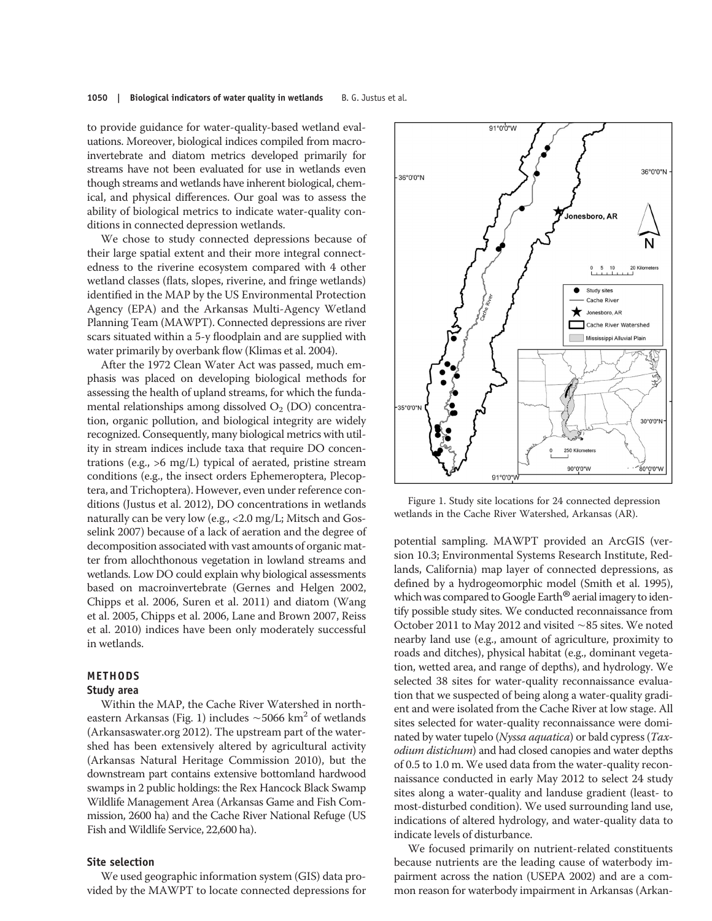to provide guidance for water-quality-based wetland evaluations. Moreover, biological indices compiled from macroinvertebrate and diatom metrics developed primarily for streams have not been evaluated for use in wetlands even though streams and wetlands have inherent biological, chemical, and physical differences. Our goal was to assess the ability of biological metrics to indicate water-quality conditions in connected depression wetlands.

We chose to study connected depressions because of their large spatial extent and their more integral connectedness to the riverine ecosystem compared with 4 other wetland classes (flats, slopes, riverine, and fringe wetlands) identified in the MAP by the US Environmental Protection Agency (EPA) and the Arkansas Multi-Agency Wetland Planning Team (MAWPT). Connected depressions are river scars situated within a 5-y floodplain and are supplied with water primarily by overbank flow (Klimas et al. 2004).

After the 1972 Clean Water Act was passed, much emphasis was placed on developing biological methods for assessing the health of upland streams, for which the fundamental relationships among dissolved $O_2$ (DO) concentration, organic pollution, and biological integrity are widely recognized. Consequently, many biological metrics with utility in stream indices include taxa that require DO concentrations (e.g., >6 mg/L) typical of aerated, pristine stream conditions (e.g., the insect orders Ephemeroptera, Plecoptera, and Trichoptera). However, even under reference conditions (Justus et al. 2012), DO concentrations in wetlands naturally can be very low (e.g., <2.0 mg/L; Mitsch and Gosselink 2007) because of a lack of aeration and the degree of decomposition associated with vast amounts of organic matter from allochthonous vegetation in lowland streams and wetlands. Low DO could explain why biological assessments based on macroinvertebrate (Gernes and Helgen 2002, Chipps et al. 2006, Suren et al. 2011) and diatom (Wang et al. 2005, Chipps et al. 2006, Lane and Brown 2007, Reiss et al. 2010) indices have been only moderately successful in wetlands.

## METHODS

### Study area

Within the MAP, the Cache River Watershed in northeastern Arkansas (Fig. 1) includes ~5066 km$^2$ of wetlands (Arkansaswater.org 2012). The upstream part of the watershed has been extensively altered by agricultural activity (Arkansas Natural Heritage Commission 2010), but the downstream part contains extensive bottomland hardwood swamps in 2 public holdings: the Rex Hancock Black Swamp Wildlife Management Area (Arkansas Game and Fish Commission, 2600 ha) and the Cache River National Refuge (US Fish and Wildlife Service, 22,600 ha).

### Site selection

We used geographic information system (GIS) data provided by the MAWPT to locate connected depressions for potential sampling. MAWPT provided an ArcGIS (version 10.3; Environmental Systems Research Institute, Redlands, California) map layer of connected depressions, as defined by a hydrogeomorphic model (Smith et al. 1995), which was compared to Google Earth® aerial imagery to identify possible study sites. We conducted reconnaissance from October 2011 to May 2012 and visited ~85 sites. We noted nearby land use (e.g., amount of agriculture, proximity to roads and ditches), physical habitat (e.g., dominant vegetation, wetted area, and range of depths), and hydrology. We selected 38 sites for water-quality reconnaissance evaluation that we suspected of being along a water-quality gradient and were isolated from the Cache River at low stage. All sites selected for water-quality reconnaissance were dominated by water tupelo (*Nyssa aquatica*) or bald cypress (*Taxodium distichum*) and had closed canopies and water depths of 0.5 to 1.0 m. We used data from the water-quality reconnaissance conducted in early May 2012 to select 24 study sites along a water-quality and landuse gradient (least- to most-disturbed condition). We used surrounding land use, indications of altered hydrology, and water-quality data to indicate levels of disturbance.

Figure 1. Study site locations for 24 connected depression wetlands in the Cache River Watershed, Arkansas (AR).

We focused primarily on nutrient-related constituents because nutrients are the leading cause of waterbody impairment across the nation (USEPA 2002) and are a common reason for waterbody impairment in Arkansas (Arkan-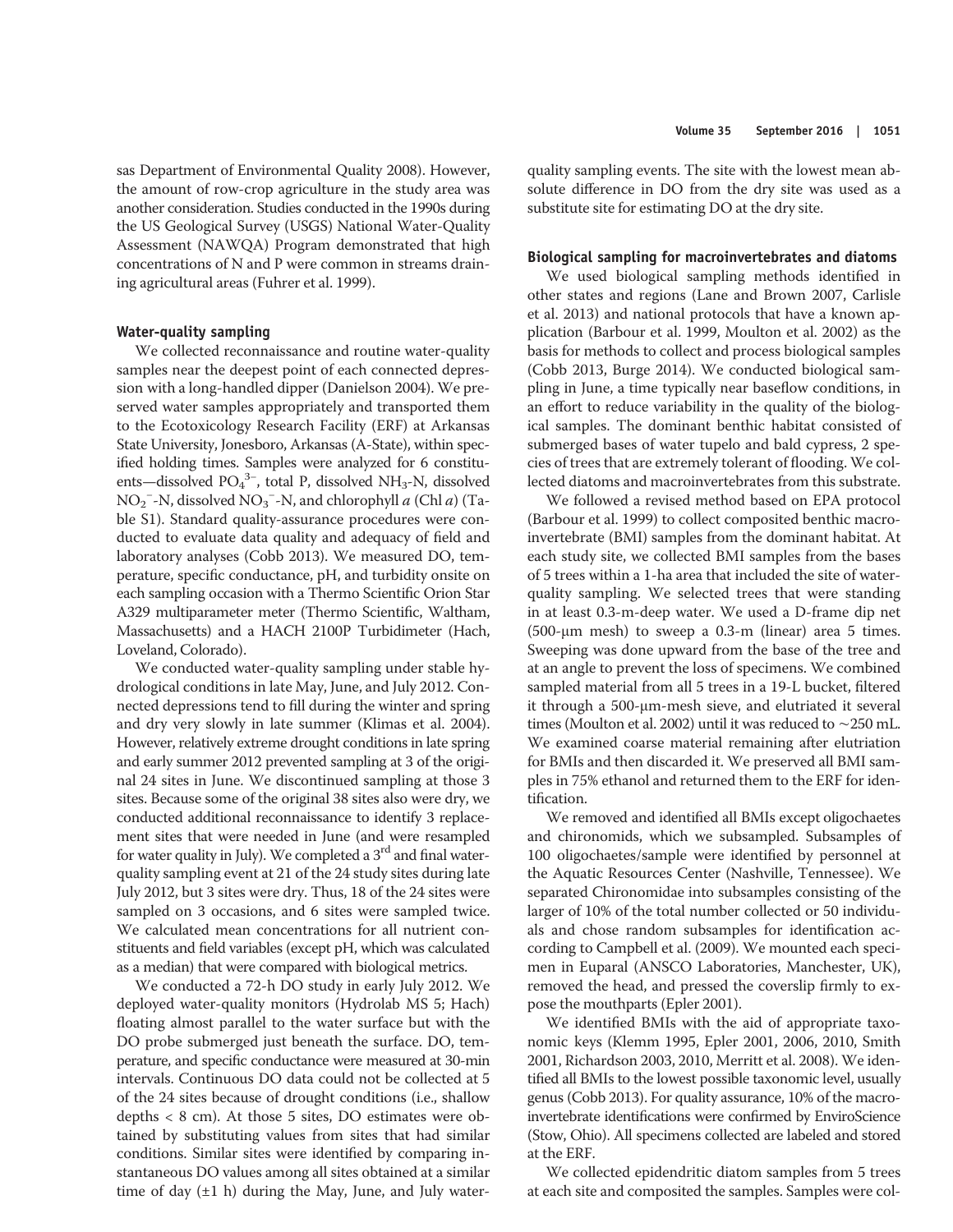sas Department of Environmental Quality 2008). However, the amount of row-crop agriculture in the study area was another consideration. Studies conducted in the 1990s during the US Geological Survey (USGS) National Water-Quality Assessment (NAWQA) Program demonstrated that high concentrations of N and P were common in streams draining agricultural areas (Fuhrer et al. 1999).

#### Water-quality sampling

We collected reconnaissance and routine water-quality samples near the deepest point of each connected depression with a long-handled dipper (Danielson 2004). We preserved water samples appropriately and transported them to the Ecotoxicology Research Facility (ERF) at Arkansas State University, Jonesboro, Arkansas (A-State), within specified holding times. Samples were analyzed for 6 constituents—dissolved $PO_4^{3-}$, total P, dissolved $NH_3$-N, dissolved $NO_2^-$-N, dissolved $NO_3^-$-N, and chlorophyll *a* (Chl *a*) (Table S1). Standard quality-assurance procedures were conducted to evaluate data quality and adequacy of field and laboratory analyses (Cobb 2013). We measured DO, temperature, specific conductance, pH, and turbidity onsite on each sampling occasion with a Thermo Scientific Orion Star A329 multiparameter meter (Thermo Scientific, Waltham, Massachusetts) and a HACH 2100P Turbidimeter (Hach, Loveland, Colorado).

We conducted water-quality sampling under stable hydrological conditions in late May, June, and July 2012. Connected depressions tend to fill during the winter and spring and dry very slowly in late summer (Klimas et al. 2004). However, relatively extreme drought conditions in late spring and early summer 2012 prevented sampling at 3 of the original 24 sites in June. We discontinued sampling at those 3 sites. Because some of the original 38 sites also were dry, we conducted additional reconnaissance to identify 3 replacement sites that were needed in June (and were resampled for water quality in July). We completed a 3rd and final water-quality sampling event at 21 of the 24 study sites during late July 2012, but 3 sites were dry. Thus, 18 of the 24 sites were sampled on 3 occasions, and 6 sites were sampled twice. We calculated mean concentrations for all nutrient constituents and field variables (except pH, which was calculated as a median) that were compared with biological metrics.

We conducted a 72-h DO study in early July 2012. We deployed water-quality monitors (Hydrolab MS 5; Hach) floating almost parallel to the water surface but with the DO probe submerged just beneath the surface. DO, temperature, and specific conductance were measured at 30-min intervals. Continuous DO data could not be collected at 5 of the 24 sites because of drought conditions (i.e., shallow depths < 8 cm). At those 5 sites, DO estimates were obtained by substituting values from sites that had similar conditions. Similar sites were identified by comparing instantaneous DO values among all sites obtained at a similar time of day (±1 h) during the May, June, and July water-quality sampling events. The site with the lowest mean absolute difference in DO from the dry site was used as a substitute site for estimating DO at the dry site.

#### Biological sampling for macroinvertebrates and diatoms

We used biological sampling methods identified in other states and regions (Lane and Brown 2007, Carlisle et al. 2013) and national protocols that have a known application (Barbour et al. 1999, Moulton et al. 2002) as the basis for methods to collect and process biological samples (Cobb 2013, Burge 2014). We conducted biological sampling in June, a time typically near baseflow conditions, in an effort to reduce variability in the quality of the biological samples. The dominant benthic habitat consisted of submerged bases of water tupelo and bald cypress, 2 species of trees that are extremely tolerant of flooding. We collected diatoms and macroinvertebrates from this substrate.

We followed a revised method based on EPA protocol (Barbour et al. 1999) to collect composited benthic macroinvertebrate (BMI) samples from the dominant habitat. At each study site, we collected BMI samples from the bases of 5 trees within a 1-ha area that included the site of water-quality sampling. We selected trees that were standing in at least 0.3-m-deep water. We used a D-frame dip net (500-μm mesh) to sweep a 0.3-m (linear) area 5 times. Sweeping was done upward from the base of the tree and at an angle to prevent the loss of specimens. We combined sampled material from all 5 trees in a 19-L bucket, filtered it through a 500-μm-mesh sieve, and elutriated it several times (Moulton et al. 2002) until it was reduced to ~250 mL. We examined coarse material remaining after elutriation for BMIs and then discarded it. We preserved all BMI samples in 75% ethanol and returned them to the ERF for identification.

We removed and identified all BMIs except oligochaetes and chironomids, which we subsampled. Subsamples of 100 oligochaetes/sample were identified by personnel at the Aquatic Resources Center (Nashville, Tennessee). We separated Chironomidae into subsamples consisting of the larger of 10% of the total number collected or 50 individuals and chose random subsamples for identification according to Campbell et al. (2009). We mounted each specimen in Euparal (ANSCO Laboratories, Manchester, UK), removed the head, and pressed the coverslip firmly to expose the mouthparts (Epler 2001).

We identified BMIs with the aid of appropriate taxonomic keys (Klemm 1995, Epler 2001, 2006, 2010, Smith 2001, Richardson 2003, 2010, Merritt et al. 2008). We identified all BMIs to the lowest possible taxonomic level, usually genus (Cobb 2013). For quality assurance, 10% of the macroinvertebrate identifications were confirmed by EnviroScience (Stow, Ohio). All specimens collected are labeled and stored at the ERF.

We collected epidendritic diatom samples from 5 trees at each site and composited the samples. Samples were col-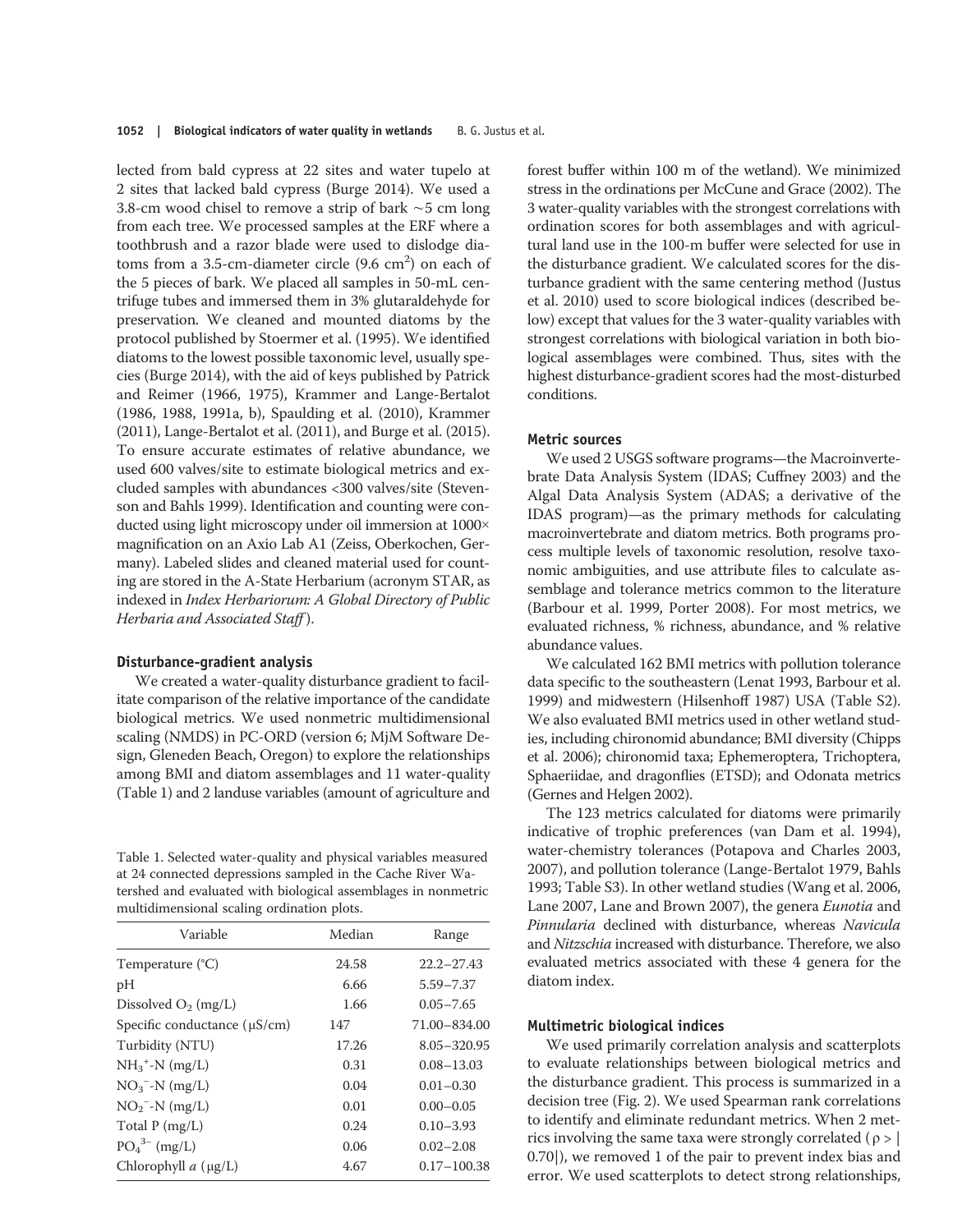lected from bald cypress at 22 sites and water tupelo at 2 sites that lacked bald cypress (Burge 2014). We used a 3.8-cm wood chisel to remove a strip of bark ~5 cm long from each tree. We processed samples at the ERF where a toothbrush and a razor blade were used to dislodge diatoms from a 3.5-cm-diameter circle (9.6 $cm^2$) on each of the 5 pieces of bark. We placed all samples in 50-mL centrifuge tubes and immersed them in 3% glutaraldehyde for preservation. We cleaned and mounted diatoms by the protocol published by Stoermer et al. (1995). We identified diatoms to the lowest possible taxonomic level, usually species (Burge 2014), with the aid of keys published by Patrick and Reimer (1966, 1975), Krammer and Lange-Bertalot (1986, 1988, 1991a, b), Spaulding et al. (2010), Krammer (2011), Lange-Bertalot et al. (2011), and Burge et al. (2015). To ensure accurate estimates of relative abundance, we used 600 valves/site to estimate biological metrics and excluded samples with abundances <300 valves/site (Stevenson and Bahls 1999). Identification and counting were conducted using light microscopy under oil immersion at 1000× magnification on an Axio Lab A1 (Zeiss, Oberkochen, Germany). Labeled slides and cleaned material used for counting are stored in the A-State Herbarium (acronym STAR, as indexed in *Index Herbariorum: A Global Directory of Public Herbaria and Associated Staff*).

### Disturbance-gradient analysis

We created a water-quality disturbance gradient to facilitate comparison of the relative importance of the candidate biological metrics. We used nonmetric multidimensional scaling (NMDS) in PC-ORD (version 6; MjM Software Design, Gleneden Beach, Oregon) to explore the relationships among BMI and diatom assemblages and 11 water-quality (Table 1) and 2 landuse variables (amount of agriculture and forest buffer within 100 m of the wetland). We minimized stress in the ordinations per McCune and Grace (2002). The 3 water-quality variables with the strongest correlations with ordination scores for both assemblages and with agricultural land use in the 100-m buffer were selected for use in the disturbance gradient. We calculated scores for the disturbance gradient with the same centering method (Justus et al. 2010) used to score biological indices (described below) except that values for the 3 water-quality variables with strongest correlations with biological variation in both biological assemblages were combined. Thus, sites with the highest disturbance-gradient scores had the most-disturbed conditions.

Table 1. Selected water-quality and physical variables measured at 24 connected depressions sampled in the Cache River Watershed and evaluated with biological assemblages in nonmetric multidimensional scaling ordination plots.

| Variable | Median | Range |
|---|---|---|
| Temperature (°C) | 24.58 | 22.2–27.43 |
| pH | 6.66 | 5.59–7.37 |
| Dissolved $O_2$ (mg/L) | 1.66 | 0.05–7.65 |
| Specific conductance (μS/cm) | 147 | 71.00–834.00 |
| Turbidity (NTU) | 17.26 | 8.05–320.95 |
| $NH_3^+$-N (mg/L) | 0.31 | 0.08–13.03 |
| $NO_3^-$-N (mg/L) | 0.04 | 0.01–0.30 |
| $NO_2^-$-N (mg/L) | 0.01 | 0.00–0.05 |
| Total P (mg/L) | 0.24 | 0.10–3.93 |
| $PO_4^{3-}$ (mg/L) | 0.06 | 0.02–2.08 |
| Chlorophyll *a* (μg/L) | 4.67 | 0.17–100.38 |

### Metric sources

We used 2 USGS software programs—the Macroinvertebrate Data Analysis System (IDAS; Cuffney 2003) and the Algal Data Analysis System (ADAS; a derivative of the IDAS program)—as the primary methods for calculating macroinvertebrate and diatom metrics. Both programs process multiple levels of taxonomic resolution, resolve taxonomic ambiguities, and use attribute files to calculate assemblage and tolerance metrics common to the literature (Barbour et al. 1999, Porter 2008). For most metrics, we evaluated richness, % richness, abundance, and % relative abundance values.

We calculated 162 BMI metrics with pollution tolerance data specific to the southeastern (Lenat 1993, Barbour et al. 1999) and midwestern (Hilsenhoff 1987) USA (Table S2). We also evaluated BMI metrics used in other wetland studies, including chironomid abundance; BMI diversity (Chipps et al. 2006); chironomid taxa; Ephemeroptera, Trichoptera, Sphaeriidae, and dragonflies (ETSD); and Odonata metrics (Gernes and Helgen 2002).

The 123 metrics calculated for diatoms were primarily indicative of trophic preferences (van Dam et al. 1994), water-chemistry tolerances (Potapova and Charles 2003, 2007), and pollution tolerance (Lange-Bertalot 1979, Bahls 1993; Table S3). In other wetland studies (Wang et al. 2006, Lane 2007, Lane and Brown 2007), the genera *Eunotia* and *Pinnularia* declined with disturbance, whereas *Navicula* and *Nitzschia* increased with disturbance. Therefore, we also evaluated metrics associated with these 4 genera for the diatom index.

### Multimetric biological indices

We used primarily correlation analysis and scatterplots to evaluate relationships between biological metrics and the disturbance gradient. This process is summarized in a decision tree (Fig. 2). We used Spearman rank correlations to identify and eliminate redundant metrics. When 2 metrics involving the same taxa were strongly correlated ($\rho > |0.70|$), we removed 1 of the pair to prevent index bias and error. We used scatterplots to detect strong relationships,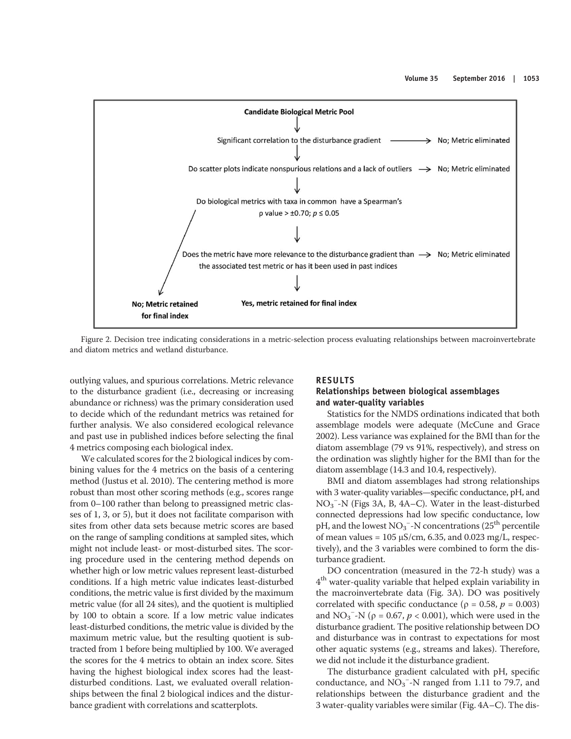Candidate Biological Metric Pool

Significant correlation to the disturbance gradient → No; Metric eliminated

Do scatter plots indicate nonspurious relations and a lack of outliers → No; Metric eliminated

Do biological metrics with taxa in common have a Spearman's ρ value > ±0.70; $p \leq 0.05$

Does the metric have more relevance to the disturbance gradient than the associated test metric or has it been used in past indices → No; Metric eliminated

No; Metric retained for final index

Yes, metric retained for final index

Figure 2. Decision tree indicating considerations in a metric-selection process evaluating relationships between macroinvertebrate and diatom metrics and wetland disturbance.

outlying values, and spurious correlations. Metric relevance to the disturbance gradient (i.e., decreasing or increasing abundance or richness) was the primary consideration used to decide which of the redundant metrics was retained for further analysis. We also considered ecological relevance and past use in published indices before selecting the final 4 metrics composing each biological index.

We calculated scores for the 2 biological indices by combining values for the 4 metrics on the basis of a centering method (Justus et al. 2010). The centering method is more robust than most other scoring methods (e.g., scores range from 0–100 rather than belong to preassigned metric classes of 1, 3, or 5), but it does not facilitate comparison with sites from other data sets because metric scores are based on the range of sampling conditions at sampled sites, which might not include least- or most-disturbed sites. The scoring procedure used in the centering method depends on whether high or low metric values represent least-disturbed conditions. If a high metric value indicates least-disturbed conditions, the metric value is first divided by the maximum metric value (for all 24 sites), and the quotient is multiplied by 100 to obtain a score. If a low metric value indicates least-disturbed conditions, the metric value is divided by the maximum metric value, but the resulting quotient is subtracted from 1 before being multiplied by 100. We averaged the scores for the 4 metrics to obtain an index score. Sites having the highest biological index scores had the least-disturbed conditions. Last, we evaluated overall relationships between the final 2 biological indices and the disturbance gradient with correlations and scatterplots.

## RESULTS

### Relationships between biological assemblages and water-quality variables

Statistics for the NMDS ordinations indicated that both assemblage models were adequate (McCune and Grace 2002). Less variance was explained for the BMI than for the diatom assemblage (79 vs 91%, respectively), and stress on the ordination was slightly higher for the BMI than for the diatom assemblage (14.3 and 10.4, respectively).

BMI and diatom assemblages had strong relationships with 3 water-quality variables—specific conductance, pH, and $NO_3^-$-N (Figs 3A, B, 4A–C). Water in the least-disturbed connected depressions had low specific conductance, low pH, and the lowest $NO_3^-$-N concentrations (25$^{th}$ percentile of mean values = 105 μS/cm, 6.35, and 0.023 mg/L, respectively), and the 3 variables were combined to form the disturbance gradient.

DO concentration (measured in the 72-h study) was a 4$^{th}$ water-quality variable that helped explain variability in the macroinvertebrate data (Fig. 3A). DO was positively correlated with specific conductance ($\rho = 0.58$, $p = 0.003$) and $NO_3^-$-N ($\rho = 0.67$, $p < 0.001$), which were used in the disturbance gradient. The positive relationship between DO and disturbance was in contrast to expectations for most other aquatic systems (e.g., streams and lakes). Therefore, we did not include it the disturbance gradient.

The disturbance gradient calculated with pH, specific conductance, and $NO_3^-$-N ranged from 1.11 to 79.7, and relationships between the disturbance gradient and the 3 water-quality variables were similar (Fig. 4A–C). The dis-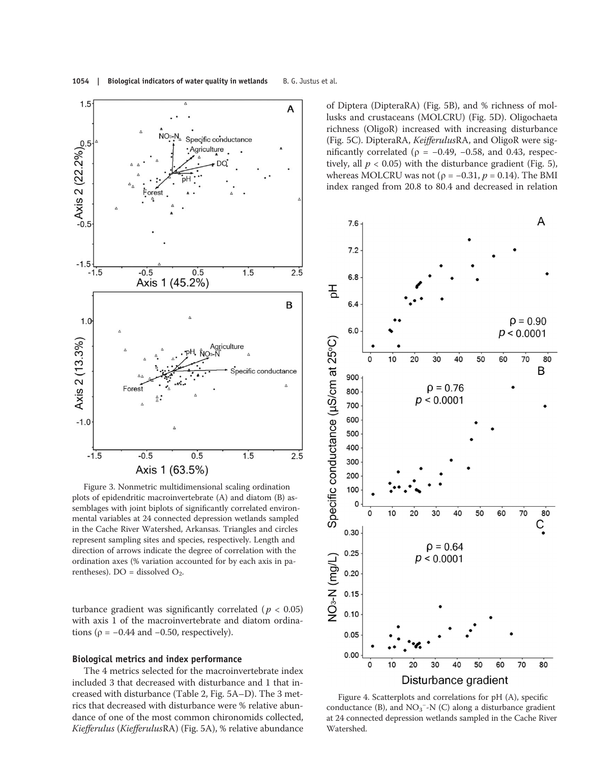Figure 3. Nonmetric multidimensional scaling ordination plots of epidendritic macroinvertebrate (A) and diatom (B) assemblages with joint biplots of significantly correlated environmental variables at 24 connected depression wetlands sampled in the Cache River Watershed, Arkansas. Triangles and circles represent sampling sites and species, respectively. Length and direction of arrows indicate the degree of correlation with the ordination axes (% variation accounted for by each axis in parentheses). DO = dissolved $O_2$.

turbance gradient was significantly correlated ($p < 0.05$) with axis 1 of the macroinvertebrate and diatom ordinations ($\rho = -0.44$ and $-0.50$, respectively).

### Biological metrics and index performance

The 4 metrics selected for the macroinvertebrate index included 3 that decreased with disturbance and 1 that increased with disturbance (Table 2, Fig. 5A–D). The 3 metrics that decreased with disturbance were % relative abundance of one of the most common chironomids collected, *Kiefferulus* (*Kiefferulus*RA) (Fig. 5A), % relative abundance of Diptera (DipteraRA) (Fig. 5B), and % richness of mollusks and crustaceans (MOLCRU) (Fig. 5D). Oligochaeta richness (OligoR) increased with increasing disturbance (Fig. 5C). DipteraRA, *Kiefferulus*RA, and OligoR were significantly correlated ($\rho = -0.49$, $-0.58$, and $0.43$, respectively, all $p < 0.05$) with the disturbance gradient (Fig. 5), whereas MOLCRU was not ($\rho = -0.31$, $p = 0.14$). The BMI index ranged from 20.8 to 80.4 and decreased in relation

Figure 4. Scatterplots and correlations for pH (A), specific conductance (B), and $NO_3^-$-N (C) along a disturbance gradient at 24 connected depression wetlands sampled in the Cache River Watershed.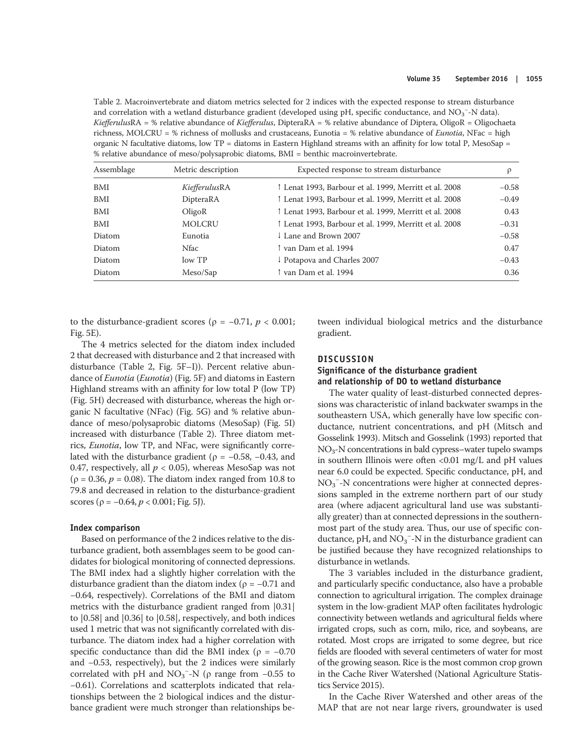Table 2. Macroinvertebrate and diatom metrics selected for 2 indices with the expected response to stream disturbance and correlation with a wetland disturbance gradient (developed using pH, specific conductance, and $NO_3^-$-N data). *Kiefferulus*RA = % relative abundance of *Kiefferulus*, DipteraRA = % relative abundance of Diptera, OligoR = Oligochaeta richness, MOLCRU = % richness of mollusks and crustaceans, Eunotia = % relative abundance of *Eunotia*, NFac = high organic N facultative diatoms, low TP = diatoms in Eastern Highland streams with an affinity for low total P, MesoSap = % relative abundance of meso/polysaprobic diatoms, BMI = benthic macroinvertebrate.

| Assemblage | Metric description | Expected response to stream disturbance | ρ |
|---|---|---|---|
| BMI | *Kiefferulus*RA | ↑ Lenat 1993, Barbour et al. 1999, Merritt et al. 2008 | −0.58 |
| BMI | DipteraRA | ↑ Lenat 1993, Barbour et al. 1999, Merritt et al. 2008 | −0.49 |
| BMI | OligoR | ↑ Lenat 1993, Barbour et al. 1999, Merritt et al. 2008 | 0.43 |
| BMI | MOLCRU | ↑ Lenat 1993, Barbour et al. 1999, Merritt et al. 2008 | −0.31 |
| Diatom | Eunotia | ↓ Lane and Brown 2007 | −0.58 |
| Diatom | Nfac | ↑ van Dam et al. 1994 | 0.47 |
| Diatom | low TP | ↓ Potapova and Charles 2007 | −0.43 |
| Diatom | Meso/Sap | ↑ van Dam et al. 1994 | 0.36 |

to the disturbance-gradient scores ($\rho = -0.71$, $p < 0.001$; Fig. 5E).

The 4 metrics selected for the diatom index included 2 that decreased with disturbance and 2 that increased with disturbance (Table 2, Fig. 5F–I)). Percent relative abundance of *Eunotia* (*Eunotia*) (Fig. 5F) and diatoms in Eastern Highland streams with an affinity for low total P (low TP) (Fig. 5H) decreased with disturbance, whereas the high organic N facultative (NFac) (Fig. 5G) and % relative abundance of meso/polysaprobic diatoms (MesoSap) (Fig. 5I) increased with disturbance (Table 2). Three diatom metrics, *Eunotia*, low TP, and NFac, were significantly correlated with the disturbance gradient ($\rho = -0.58$, $-0.43$, and $0.47$, respectively, all $p < 0.05$), whereas MesoSap was not ($\rho = 0.36$, $p = 0.08$). The diatom index ranged from 10.8 to 79.8 and decreased in relation to the disturbance-gradient scores ($\rho = -0.64$, $p < 0.001$; Fig. 5J).

### Index comparison

Based on performance of the 2 indices relative to the disturbance gradient, both assemblages seem to be good candidates for biological monitoring of connected depressions. The BMI index had a slightly higher correlation with the disturbance gradient than the diatom index ($\rho = -0.71$ and $-0.64$, respectively). Correlations of the BMI and diatom metrics with the disturbance gradient ranged from |0.31| to |0.58| and |0.36| to |0.58|, respectively, and both indices used 1 metric that was not significantly correlated with disturbance. The diatom index had a higher correlation with specific conductance than did the BMI index ($\rho = -0.70$ and $-0.53$, respectively), but the 2 indices were similarly correlated with pH and $NO_3^-$-N ($\rho$ range from $-0.55$ to $-0.61$). Correlations and scatterplots indicated that relationships between the 2 biological indices and the disturbance gradient were much stronger than relationships between individual biological metrics and the disturbance gradient.

## DISCUSSION

### Significance of the disturbance gradient and relationship of DO to wetland disturbance

The water quality of least-disturbed connected depressions was characteristic of inland backwater swamps in the southeastern USA, which generally have low specific conductance, nutrient concentrations, and pH (Mitsch and Gosselink 1993). Mitsch and Gosselink (1993) reported that $NO_3$-N concentrations in bald cypress–water tupelo swamps in southern Illinois were often <0.01 mg/L and pH values near 6.0 could be expected. Specific conductance, pH, and $NO_3^-$-N concentrations were higher at connected depressions sampled in the extreme northern part of our study area (where adjacent agricultural land use was substantially greater) than at connected depressions in the southernmost part of the study area. Thus, our use of specific conductance, pH, and $NO_3^-$-N in the disturbance gradient can be justified because they have recognized relationships to disturbance in wetlands.

The 3 variables included in the disturbance gradient, and particularly specific conductance, also have a probable connection to agricultural irrigation. The complex drainage system in the low-gradient MAP often facilitates hydrologic connectivity between wetlands and agricultural fields where irrigated crops, such as corn, milo, rice, and soybeans, are rotated. Most crops are irrigated to some degree, but rice fields are flooded with several centimeters of water for most of the growing season. Rice is the most common crop grown in the Cache River Watershed (National Agriculture Statistics Service 2015).

In the Cache River Watershed and other areas of the MAP that are not near large rivers, groundwater is used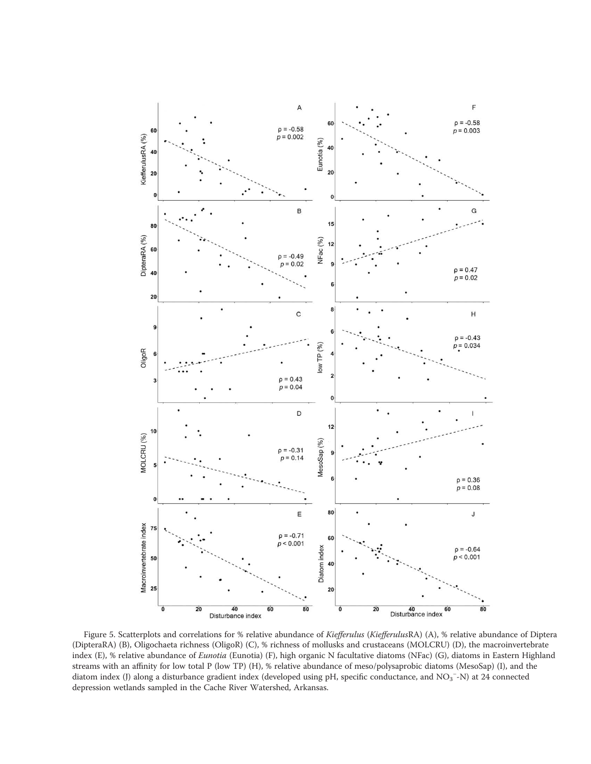Figure 5. Scatterplots and correlations for % relative abundance of *Kiefferulus* (*Kiefferulus*RA) (A), % relative abundance of Diptera (DipteraRA) (B), Oligochaeta richness (OligoR) (C), % richness of mollusks and crustaceans (MOLCRU) (D), the macroinvertebrate index (E), % relative abundance of *Eunotia* (Eunotia) (F), high organic N facultative diatoms (NFac) (G), diatoms in Eastern Highland streams with an affinity for low total P (low TP) (H), % relative abundance of meso/polysaprobic diatoms (MesoSap) (I), and the diatom index (J) along a disturbance gradient index (developed using pH, specific conductance, and $NO_3^-$-N) at 24 connected depression wetlands sampled in the Cache River Watershed, Arkansas.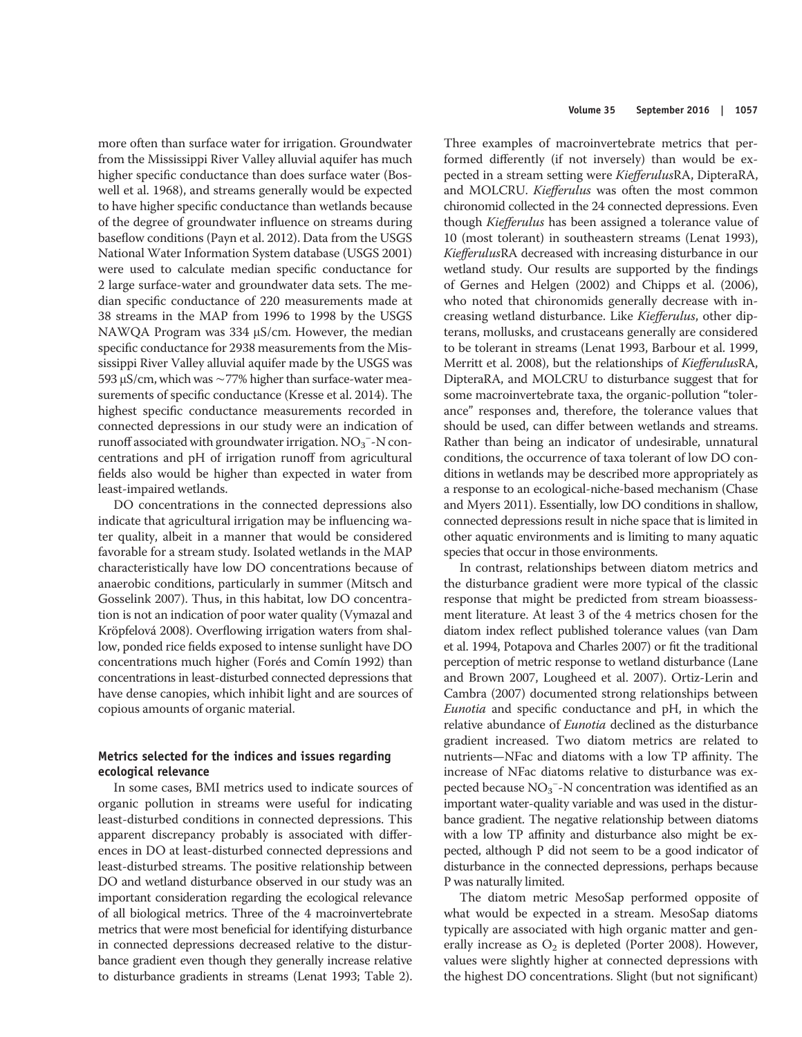more often than surface water for irrigation. Groundwater from the Mississippi River Valley alluvial aquifer has much higher specific conductance than does surface water (Boswell et al. 1968), and streams generally would be expected to have higher specific conductance than wetlands because of the degree of groundwater influence on streams during baseflow conditions (Payn et al. 2012). Data from the USGS National Water Information System database (USGS 2001) were used to calculate median specific conductance for 2 large surface-water and groundwater data sets. The median specific conductance of 220 measurements made at 38 streams in the MAP from 1996 to 1998 by the USGS NAWQA Program was 334 μS/cm. However, the median specific conductance for 2938 measurements from the Mississippi River Valley alluvial aquifer made by the USGS was 593 μS/cm, which was ~77% higher than surface-water measurements of specific conductance (Kresse et al. 2014). The highest specific conductance measurements recorded in connected depressions in our study were an indication of runoff associated with groundwater irrigation. $NO_3^-$-N concentrations and pH of irrigation runoff from agricultural fields also would be higher than expected in water from least-impaired wetlands.

DO concentrations in the connected depressions also indicate that agricultural irrigation may be influencing water quality, albeit in a manner that would be considered favorable for a stream study. Isolated wetlands in the MAP characteristically have low DO concentrations because of anaerobic conditions, particularly in summer (Mitsch and Gosselink 2007). Thus, in this habitat, low DO concentration is not an indication of poor water quality (Vymazal and Kröpfelová 2008). Overflowing irrigation waters from shallow, ponded rice fields exposed to intense sunlight have DO concentrations much higher (Forés and Comín 1992) than concentrations in least-disturbed connected depressions that have dense canopies, which inhibit light and are sources of copious amounts of organic material.

### Metrics selected for the indices and issues regarding ecological relevance

In some cases, BMI metrics used to indicate sources of organic pollution in streams were useful for indicating least-disturbed conditions in connected depressions. This apparent discrepancy probably is associated with differences in DO at least-disturbed connected depressions and least-disturbed streams. The positive relationship between DO and wetland disturbance observed in our study was an important consideration regarding the ecological relevance of all biological metrics. Three of the 4 macroinvertebrate metrics that were most beneficial for identifying disturbance in connected depressions decreased relative to the disturbance gradient even though they generally increase relative to disturbance gradients in streams (Lenat 1993; Table 2). Three examples of macroinvertebrate metrics that performed differently (if not inversely) than would be expected in a stream setting were *Kiefferulus*RA, DipteraRA, and MOLCRU. *Kiefferulus* was often the most common chironomid collected in the 24 connected depressions. Even though *Kiefferulus* has been assigned a tolerance value of 10 (most tolerant) in southeastern streams (Lenat 1993), *Kiefferulus*RA decreased with increasing disturbance in our wetland study. Our results are supported by the findings of Gernes and Helgen (2002) and Chipps et al. (2006), who noted that chironomids generally decrease with increasing wetland disturbance. Like *Kiefferulus*, other dipterans, mollusks, and crustaceans generally are considered to be tolerant in streams (Lenat 1993, Barbour et al. 1999, Merritt et al. 2008), but the relationships of *Kiefferulus*RA, DipteraRA, and MOLCRU to disturbance suggest that for some macroinvertebrate taxa, the organic-pollution "tolerance" responses and, therefore, the tolerance values that should be used, can differ between wetlands and streams. Rather than being an indicator of undesirable, unnatural conditions, the occurrence of taxa tolerant of low DO conditions in wetlands may be described more appropriately as a response to an ecological-niche-based mechanism (Chase and Myers 2011). Essentially, low DO conditions in shallow, connected depressions result in niche space that is limited in other aquatic environments and is limiting to many aquatic species that occur in those environments.

In contrast, relationships between diatom metrics and the disturbance gradient were more typical of the classic response that might be predicted from stream bioassessment literature. At least 3 of the 4 metrics chosen for the diatom index reflect published tolerance values (van Dam et al. 1994, Potapova and Charles 2007) or fit the traditional perception of metric response to wetland disturbance (Lane and Brown 2007, Lougheed et al. 2007). Ortiz-Lerin and Cambra (2007) documented strong relationships between *Eunotia* and specific conductance and pH, in which the relative abundance of *Eunotia* declined as the disturbance gradient increased. Two diatom metrics are related to nutrients—NFac and diatoms with a low TP affinity. The increase of NFac diatoms relative to disturbance was expected because $NO_3^-$-N concentration was identified as an important water-quality variable and was used in the disturbance gradient. The negative relationship between diatoms with a low TP affinity and disturbance also might be expected, although P did not seem to be a good indicator of disturbance in the connected depressions, perhaps because P was naturally limited.

The diatom metric MesoSap performed opposite of what would be expected in a stream. MesoSap diatoms typically are associated with high organic matter and generally increase as $O_2$ is depleted (Porter 2008). However, values were slightly higher at connected depressions with the highest DO concentrations. Slight (but not significant)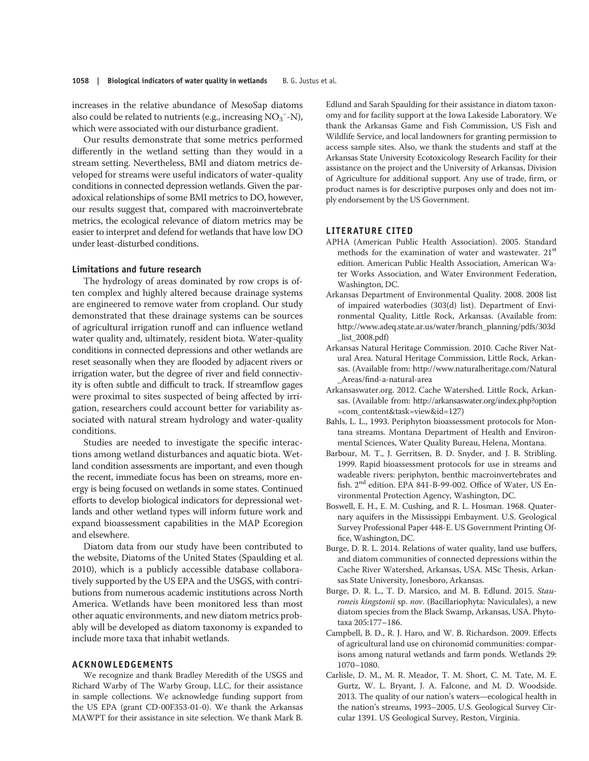increases in the relative abundance of MesoSap diatoms also could be related to nutrients (e.g., increasing $NO_3^-$-N), which were associated with our disturbance gradient.

Our results demonstrate that some metrics performed differently in the wetland setting than they would in a stream setting. Nevertheless, BMI and diatom metrics developed for streams were useful indicators of water-quality conditions in connected depression wetlands. Given the paradoxical relationships of some BMI metrics to DO, however, our results suggest that, compared with macroinvertebrate metrics, the ecological relevance of diatom metrics may be easier to interpret and defend for wetlands that have low DO under least-disturbed conditions.

### Limitations and future research

The hydrology of areas dominated by row crops is often complex and highly altered because drainage systems are engineered to remove water from cropland. Our study demonstrated that these drainage systems can be sources of agricultural irrigation runoff and can influence wetland water quality and, ultimately, resident biota. Water-quality conditions in connected depressions and other wetlands are reset seasonally when they are flooded by adjacent rivers or irrigation water, but the degree of river and field connectivity is often subtle and difficult to track. If streamflow gages were proximal to sites suspected of being affected by irrigation, researchers could account better for variability associated with natural stream hydrology and water-quality conditions.

Studies are needed to investigate the specific interactions among wetland disturbances and aquatic biota. Wetland condition assessments are important, and even though the recent, immediate focus has been on streams, more energy is being focused on wetlands in some states. Continued efforts to develop biological indicators for depressional wetlands and other wetland types will inform future work and expand bioassessment capabilities in the MAP Ecoregion and elsewhere.

Diatom data from our study have been contributed to the website, Diatoms of the United States (Spaulding et al. 2010), which is a publicly accessible database collaboratively supported by the US EPA and the USGS, with contributions from numerous academic institutions across North America. Wetlands have been monitored less than most other aquatic environments, and new diatom metrics probably will be developed as diatom taxonomy is expanded to include more taxa that inhabit wetlands.

## ACKNOWLEDGEMENTS

We recognize and thank Bradley Meredith of the USGS and Richard Warby of The Warby Group, LLC, for their assistance in sample collections. We acknowledge funding support from the US EPA (grant CD-00F353-01-0). We thank the Arkansas MAWPT for their assistance in site selection. We thank Mark B. Edlund and Sarah Spaulding for their assistance in diatom taxonomy and for facility support at the Iowa Lakeside Laboratory. We thank the Arkansas Game and Fish Commission, US Fish and Wildlife Service, and local landowners for granting permission to access sample sites. Also, we thank the students and staff at the Arkansas State University Ecotoxicology Research Facility for their assistance on the project and the University of Arkansas, Division of Agriculture for additional support. Any use of trade, firm, or product names is for descriptive purposes only and does not imply endorsement by the US Government.

## LITERATURE CITED

APHA (American Public Health Association). 2005. Standard methods for the examination of water and wastewater. 21st edition. American Public Health Association, American Water Works Association, and Water Environment Federation, Washington, DC.

Arkansas Department of Environmental Quality. 2008. 2008 list of impaired waterbodies (303(d) list). Department of Environmental Quality, Little Rock, Arkansas. (Available from: http://www.adeq.state.ar.us/water/branch_planning/pdfs/303d_list_2008.pdf)

Arkansas Natural Heritage Commission. 2010. Cache River Natural Area. Natural Heritage Commission, Little Rock, Arkansas. (Available from: http://www.naturalheritage.com/Natural_Areas/find-a-natural-area

Arkansaswater.org. 2012. Cache Watershed. Little Rock, Arkansas. (Available from: http://arkansaswater.org/index.php?option=com_content&task=view&id=127)

Bahls, L. L., 1993. Periphyton bioassessment protocols for Montana streams. Montana Department of Health and Environmental Sciences, Water Quality Bureau, Helena, Montana.

Barbour, M. T., J. Gerritsen, B. D. Snyder, and J. B. Stribling. 1999. Rapid bioassessment protocols for use in streams and wadeable rivers: periphyton, benthic macroinvertebrates and fish. 2nd edition. EPA 841-B-99-002. Office of Water, US Environmental Protection Agency, Washington, DC.

Boswell, E. H., E. M. Cushing, and R. L. Hosman. 1968. Quaternary aquifers in the Mississippi Embayment. U.S. Geological Survey Professional Paper 448-E. US Government Printing Office, Washington, DC.

Burge, D. R. L. 2014. Relations of water quality, land use buffers, and diatom communities of connected depressions within the Cache River Watershed, Arkansas, USA. MSc Thesis, Arkansas State University, Jonesboro, Arkansas.

Burge, D. R. L., T. D. Marsico, and M. B. Edlund. 2015. *Stauroneis kingstonii* sp. *nov*. (Bacillariophyta: Naviculales), a new diatom species from the Black Swamp, Arkansas, USA. Phytotaxa 205:177–186.

Campbell, B. D., R. J. Haro, and W. B. Richardson. 2009. Effects of agricultural land use on chironomid communities: comparisons among natural wetlands and farm ponds. Wetlands 29: 1070–1080.

Carlisle, D. M., M. R. Meador, T. M. Short, C. M. Tate, M. E. Gurtz, W. L. Bryant, J. A. Falcone, and M. D. Woodside. 2013. The quality of our nation's waters—ecological health in the nation's streams, 1993–2005. U.S. Geological Survey Circular 1391. US Geological Survey, Reston, Virginia.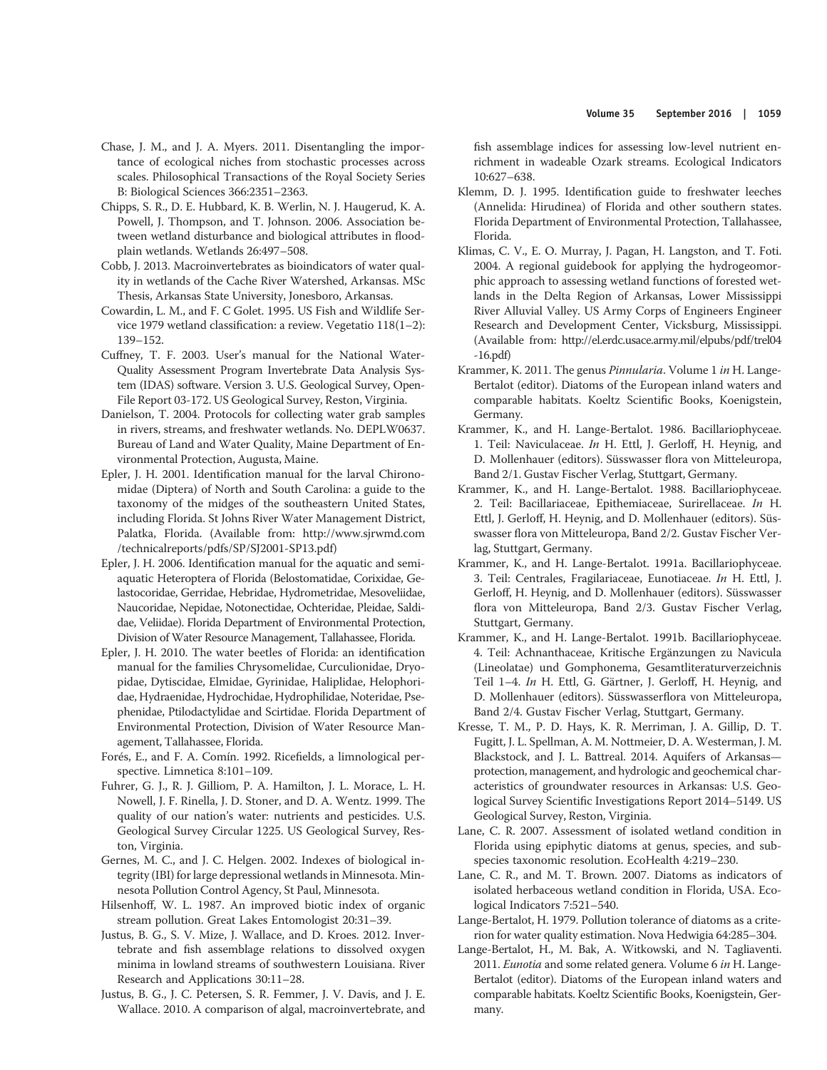Chase, J. M., and J. A. Myers. 2011. Disentangling the importance of ecological niches from stochastic processes across scales. Philosophical Transactions of the Royal Society Series B: Biological Sciences 366:2351–2363.

Chipps, S. R., D. E. Hubbard, K. B. Werlin, N. J. Haugerud, K. A. Powell, J. Thompson, and T. Johnson. 2006. Association between wetland disturbance and biological attributes in floodplain wetlands. Wetlands 26:497–508.

Cobb, J. 2013. Macroinvertebrates as bioindicators of water quality in wetlands of the Cache River Watershed, Arkansas. MSc Thesis, Arkansas State University, Jonesboro, Arkansas.

Cowardin, L. M., and F. C Golet. 1995. US Fish and Wildlife Service 1979 wetland classification: a review. Vegetatio 118(1–2): 139–152.

Cuffney, T. F. 2003. User's manual for the National Water-Quality Assessment Program Invertebrate Data Analysis System (IDAS) software. Version 3. U.S. Geological Survey, Open-File Report 03-172. US Geological Survey, Reston, Virginia.

Danielson, T. 2004. Protocols for collecting water grab samples in rivers, streams, and freshwater wetlands. No. DEPLW0637. Bureau of Land and Water Quality, Maine Department of Environmental Protection, Augusta, Maine.

Epler, J. H. 2001. Identification manual for the larval Chironomidae (Diptera) of North and South Carolina: a guide to the taxonomy of the midges of the southeastern United States, including Florida. St Johns River Water Management District, Palatka, Florida. (Available from: http://www.sjrwmd.com/technicalreports/pdfs/SP/SJ2001-SP13.pdf)

Epler, J. H. 2006. Identification manual for the aquatic and semi-aquatic Heteroptera of Florida (Belostomatidae, Corixidae, Gelastocoridae, Gerridae, Hebridae, Hydrometridae, Mesoveliidae, Naucoridae, Nepidae, Notonectidae, Ochteridae, Pleidae, Saldidae, Veliidae). Florida Department of Environmental Protection, Division of Water Resource Management, Tallahassee, Florida.

Epler, J. H. 2010. The water beetles of Florida: an identification manual for the families Chrysomelidae, Curculionidae, Dryopidae, Dytiscidae, Elmidae, Gyrinidae, Haliplidae, Helophoridae, Hydraenidae, Hydrochidae, Hydrophilidae, Noteridae, Psephenidae, Ptilodactylidae and Scirtidae. Florida Department of Environmental Protection, Division of Water Resource Management, Tallahassee, Florida.

Forés, E., and F. A. Comín. 1992. Ricefields, a limnological perspective. Limnetica 8:101–109.

Fuhrer, G. J., R. J. Gilliom, P. A. Hamilton, J. L. Morace, L. H. Nowell, J. F. Rinella, J. D. Stoner, and D. A. Wentz. 1999. The quality of our nation's water: nutrients and pesticides. U.S. Geological Survey Circular 1225. US Geological Survey, Reston, Virginia.

Gernes, M. C., and J. C. Helgen. 2002. Indexes of biological integrity (IBI) for large depressional wetlands in Minnesota. Minnesota Pollution Control Agency, St Paul, Minnesota.

Hilsenhoff, W. L. 1987. An improved biotic index of organic stream pollution. Great Lakes Entomologist 20:31–39.

Justus, B. G., S. V. Mize, J. Wallace, and D. Kroes. 2012. Invertebrate and fish assemblage relations to dissolved oxygen minima in lowland streams of southwestern Louisiana. River Research and Applications 30:11–28.

Justus, B. G., J. C. Petersen, S. R. Femmer, J. V. Davis, and J. E. Wallace. 2010. A comparison of algal, macroinvertebrate, and fish assemblage indices for assessing low-level nutrient enrichment in wadeable Ozark streams. Ecological Indicators 10:627–638.

Klemm, D. J. 1995. Identification guide to freshwater leeches (Annelida: Hirudinea) of Florida and other southern states. Florida Department of Environmental Protection, Tallahassee, Florida.

Klimas, C. V., E. O. Murray, J. Pagan, H. Langston, and T. Foti. 2004. A regional guidebook for applying the hydrogeomorphic approach to assessing wetland functions of forested wetlands in the Delta Region of Arkansas, Lower Mississippi River Alluvial Valley. US Army Corps of Engineers Engineer Research and Development Center, Vicksburg, Mississippi. (Available from: http://el.erdc.usace.army.mil/elpubs/pdf/trel04-16.pdf)

Krammer, K. 2011. The genus *Pinnularia*. Volume 1 *in* H. Lange-Bertalot (editor). Diatoms of the European inland waters and comparable habitats. Koeltz Scientific Books, Koenigstein, Germany.

Krammer, K., and H. Lange-Bertalot. 1986. Bacillariophyceae. 1. Teil: Naviculaceae. *In* H. Ettl, J. Gerloff, H. Heynig, and D. Mollenhauer (editors). Süsswasser flora von Mitteleuropa, Band 2/1. Gustav Fischer Verlag, Stuttgart, Germany.

Krammer, K., and H. Lange-Bertalot. 1988. Bacillariophyceae. 2. Teil: Bacillariaceae, Epithemiaceae, Surirellaceae. *In* H. Ettl, J. Gerloff, H. Heynig, and D. Mollenhauer (editors). Süsswasser flora von Mitteleuropa, Band 2/2. Gustav Fischer Verlag, Stuttgart, Germany.

Krammer, K., and H. Lange-Bertalot. 1991a. Bacillariophyceae. 3. Teil: Centrales, Fragilariaceae, Eunotiaceae. *In* H. Ettl, J. Gerloff, H. Heynig, and D. Mollenhauer (editors). Süsswasser flora von Mitteleuropa, Band 2/3. Gustav Fischer Verlag, Stuttgart, Germany.

Krammer, K., and H. Lange-Bertalot. 1991b. Bacillariophyceae. 4. Teil: Achnanthaceae, Kritische Ergänzungen zu Navicula (Lineolatae) und Gomphonema, Gesamtliteraturverzeichnis Teil 1–4. *In* H. Ettl, G. Gärtner, J. Gerloff, H. Heynig, and D. Mollenhauer (editors). Süsswasserflora von Mitteleuropa, Band 2/4. Gustav Fischer Verlag, Stuttgart, Germany.

Kresse, T. M., P. D. Hays, K. R. Merriman, J. A. Gillip, D. T. Fugitt, J. L. Spellman, A. M. Nottmeier, D. A. Westerman, J. M. Blackstock, and J. L. Battreal. 2014. Aquifers of Arkansas—protection, management, and hydrologic and geochemical characteristics of groundwater resources in Arkansas: U.S. Geological Survey Scientific Investigations Report 2014–5149. US Geological Survey, Reston, Virginia.

Lane, C. R. 2007. Assessment of isolated wetland condition in Florida using epiphytic diatoms at genus, species, and subspecies taxonomic resolution. EcoHealth 4:219–230.

Lane, C. R., and M. T. Brown. 2007. Diatoms as indicators of isolated herbaceous wetland condition in Florida, USA. Ecological Indicators 7:521–540.

Lange-Bertalot, H. 1979. Pollution tolerance of diatoms as a criterion for water quality estimation. Nova Hedwigia 64:285–304.

Lange-Bertalot, H., M. Bak, A. Witkowski, and N. Tagliaventi. 2011. *Eunotia* and some related genera. Volume 6 *in* H. Lange-Bertalot (editor). Diatoms of the European inland waters and comparable habitats. Koeltz Scientific Books, Koenigstein, Germany.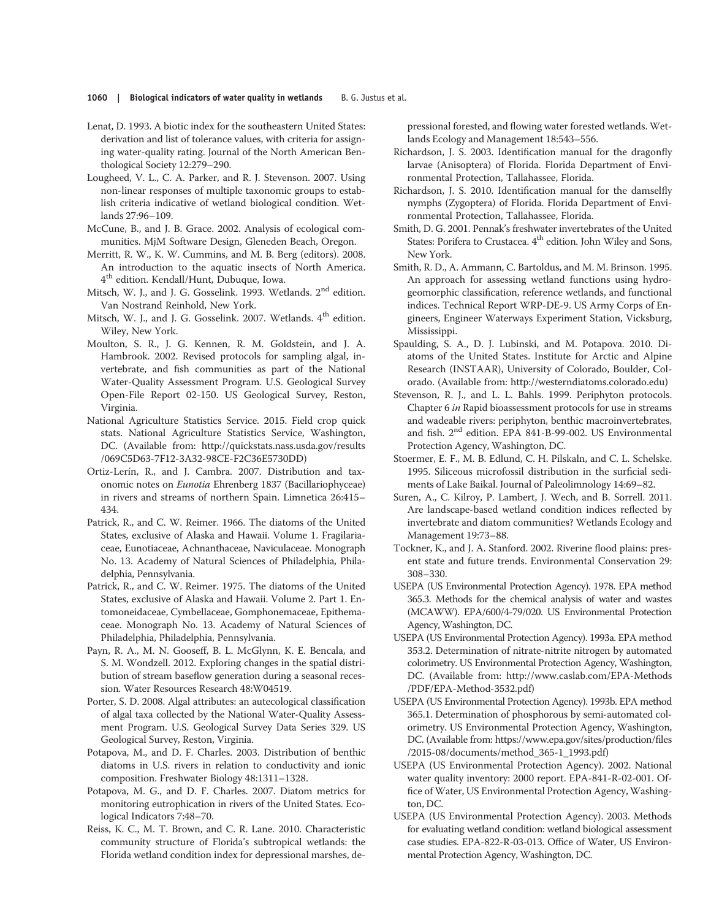Lenat, D. 1993. A biotic index for the southeastern United States: derivation and list of tolerance values, with criteria for assigning water-quality rating. Journal of the North American Benthological Society 12:279–290.

Lougheed, V. L., C. A. Parker, and R. J. Stevenson. 2007. Using non-linear responses of multiple taxonomic groups to establish criteria indicative of wetland biological condition. Wetlands 27:96–109.

McCune, B., and J. B. Grace. 2002. Analysis of ecological communities. MjM Software Design, Gleneden Beach, Oregon.

Merritt, R. W., K. W. Cummins, and M. B. Berg (editors). 2008. An introduction to the aquatic insects of North America. 4th edition. Kendall/Hunt, Dubuque, Iowa.

Mitsch, W. J., and J. G. Gosselink. 1993. Wetlands. 2nd edition. Van Nostrand Reinhold, New York.

Mitsch, W. J., and J. G. Gosselink. 2007. Wetlands. 4th edition. Wiley, New York.

Moulton, S. R., J. G. Kennen, R. M. Goldstein, and J. A. Hambrook. 2002. Revised protocols for sampling algal, invertebrate, and fish communities as part of the National Water-Quality Assessment Program. U.S. Geological Survey Open-File Report 02-150. US Geological Survey, Reston, Virginia.

National Agriculture Statistics Service. 2015. Field crop quick stats. National Agriculture Statistics Service, Washington, DC. (Available from: http://quickstats.nass.usda.gov/results/069C5D63-7F12-3A32-98CE-F2C36E5730DD)

Ortiz-Lerín, R., and J. Cambra. 2007. Distribution and taxonomic notes on *Eunotia* Ehrenberg 1837 (Bacillariophyceae) in rivers and streams of northern Spain. Limnetica 26:415–434.

Patrick, R., and C. W. Reimer. 1966. The diatoms of the United States, exclusive of Alaska and Hawaii. Volume 1. Fragilariaceae, Eunotiaceae, Achnanthaceae, Naviculaceae. Monograph No. 13. Academy of Natural Sciences of Philadelphia, Philadelphia, Pennsylvania.

Patrick, R., and C. W. Reimer. 1975. The diatoms of the United States, exclusive of Alaska and Hawaii. Volume 2. Part 1. Entomoneidaceae, Cymbellaceae, Gomphonemaceae, Epithemaceae. Monograph No. 13. Academy of Natural Sciences of Philadelphia, Philadelphia, Pennsylvania.

Payn, R. A., M. N. Gooseff, B. L. McGlynn, K. E. Bencala, and S. M. Wondzell. 2012. Exploring changes in the spatial distribution of stream baseflow generation during a seasonal recession. Water Resources Research 48:W04519.

Porter, S. D. 2008. Algal attributes: an autecological classification of algal taxa collected by the National Water-Quality Assessment Program. U.S. Geological Survey Data Series 329. US Geological Survey, Reston, Virginia.

Potapova, M., and D. F. Charles. 2003. Distribution of benthic diatoms in U.S. rivers in relation to conductivity and ionic composition. Freshwater Biology 48:1311–1328.

Potapova, M. G., and D. F. Charles. 2007. Diatom metrics for monitoring eutrophication in rivers of the United States. Ecological Indicators 7:48–70.

Reiss, K. C., M. T. Brown, and C. R. Lane. 2010. Characteristic community structure of Florida's subtropical wetlands: the Florida wetland condition index for depressional marshes, depressional forested, and flowing water forested wetlands. Wetlands Ecology and Management 18:543–556.

Richardson, J. S. 2003. Identification manual for the dragonfly larvae (Anisoptera) of Florida. Florida Department of Environmental Protection, Tallahassee, Florida.

Richardson, J. S. 2010. Identification manual for the damselfly nymphs (Zygoptera) of Florida. Florida Department of Environmental Protection, Tallahassee, Florida.

Smith, D. G. 2001. Pennak's freshwater invertebrates of the United States: Porifera to Crustacea. 4th edition. John Wiley and Sons, New York.

Smith, R. D., A. Ammann, C. Bartoldus, and M. M. Brinson. 1995. An approach for assessing wetland functions using hydrogeomorphic classification, reference wetlands, and functional indices. Technical Report WRP-DE-9. US Army Corps of Engineers, Engineer Waterways Experiment Station, Vicksburg, Mississippi.

Spaulding, S. A., D. J. Lubinski, and M. Potapova. 2010. Diatoms of the United States. Institute for Arctic and Alpine Research (INSTAAR), University of Colorado, Boulder, Colorado. (Available from: http://westerndiatoms.colorado.edu)

Stevenson, R. J., and L. L. Bahls. 1999. Periphyton protocols. Chapter 6 *in* Rapid bioassessment protocols for use in streams and wadeable rivers: periphyton, benthic macroinvertebrates, and fish. 2nd edition. EPA 841-B-99-002. US Environmental Protection Agency, Washington, DC.

Stoermer, E. F., M. B. Edlund, C. H. Pilskaln, and C. L. Schelske. 1995. Siliceous microfossil distribution in the surficial sediments of Lake Baikal. Journal of Paleolimnology 14:69–82.

Suren, A., C. Kilroy, P. Lambert, J. Wech, and B. Sorrell. 2011. Are landscape-based wetland condition indices reflected by invertebrate and diatom communities? Wetlands Ecology and Management 19:73–88.

Tockner, K., and J. A. Stanford. 2002. Riverine flood plains: present state and future trends. Environmental Conservation 29:308–330.

USEPA (US Environmental Protection Agency). 1978. EPA method 365.3. Methods for the chemical analysis of water and wastes (MCAWW). EPA/600/4-79/020. US Environmental Protection Agency, Washington, DC.

USEPA (US Environmental Protection Agency). 1993a. EPA method 353.2. Determination of nitrate-nitrite nitrogen by automated colorimetry. US Environmental Protection Agency, Washington, DC. (Available from: http://www.caslab.com/EPA-Methods/PDF/EPA-Method-3532.pdf)

USEPA (US Environmental Protection Agency). 1993b. EPA method 365.1. Determination of phosphorous by semi-automated colorimetry. US Environmental Protection Agency, Washington, DC. (Available from: https://www.epa.gov/sites/production/files/2015-08/documents/method_365-1_1993.pdf)

USEPA (US Environmental Protection Agency). 2002. National water quality inventory: 2000 report. EPA-841-R-02-001. Office of Water, US Environmental Protection Agency, Washington, DC.

USEPA (US Environmental Protection Agency). 2003. Methods for evaluating wetland condition: wetland biological assessment case studies. EPA-822-R-03-013. Office of Water, US Environmental Protection Agency, Washington, DC.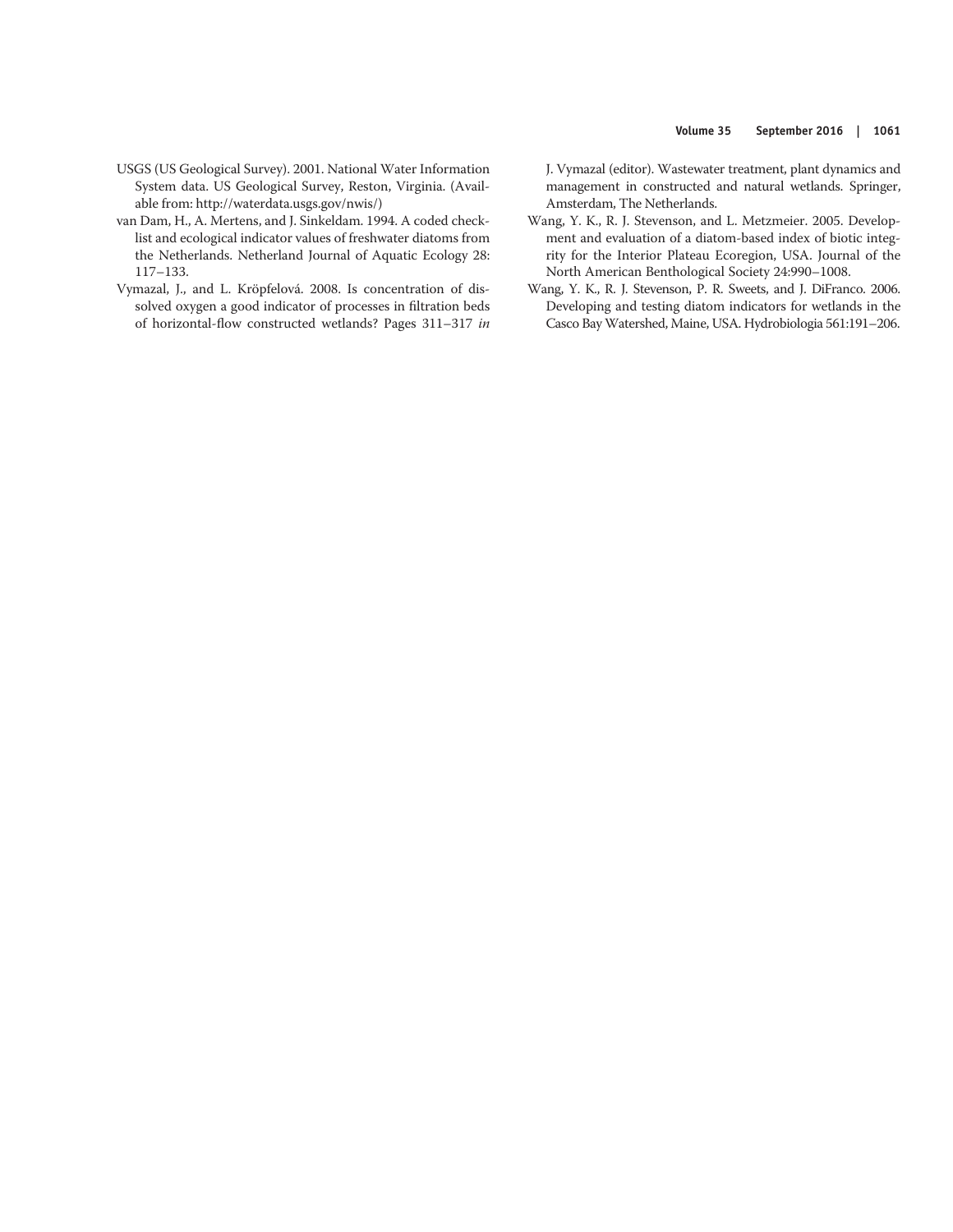USGS (US Geological Survey). 2001. National Water Information System data. US Geological Survey, Reston, Virginia. (Available from: http://waterdata.usgs.gov/nwis/)

van Dam, H., A. Mertens, and J. Sinkeldam. 1994. A coded checklist and ecological indicator values of freshwater diatoms from the Netherlands. Netherland Journal of Aquatic Ecology 28: 117–133.

Vymazal, J., and L. Kröpfelová. 2008. Is concentration of dissolved oxygen a good indicator of processes in filtration beds of horizontal-flow constructed wetlands? Pages 311–317 *in* J. Vymazal (editor). Wastewater treatment, plant dynamics and management in constructed and natural wetlands. Springer, Amsterdam, The Netherlands.

Wang, Y. K., R. J. Stevenson, and L. Metzmeier. 2005. Development and evaluation of a diatom-based index of biotic integrity for the Interior Plateau Ecoregion, USA. Journal of the North American Benthological Society 24:990–1008.

Wang, Y. K., R. J. Stevenson, P. R. Sweets, and J. DiFranco. 2006. Developing and testing diatom indicators for wetlands in the Casco Bay Watershed, Maine, USA. Hydrobiologia 561:191–206.